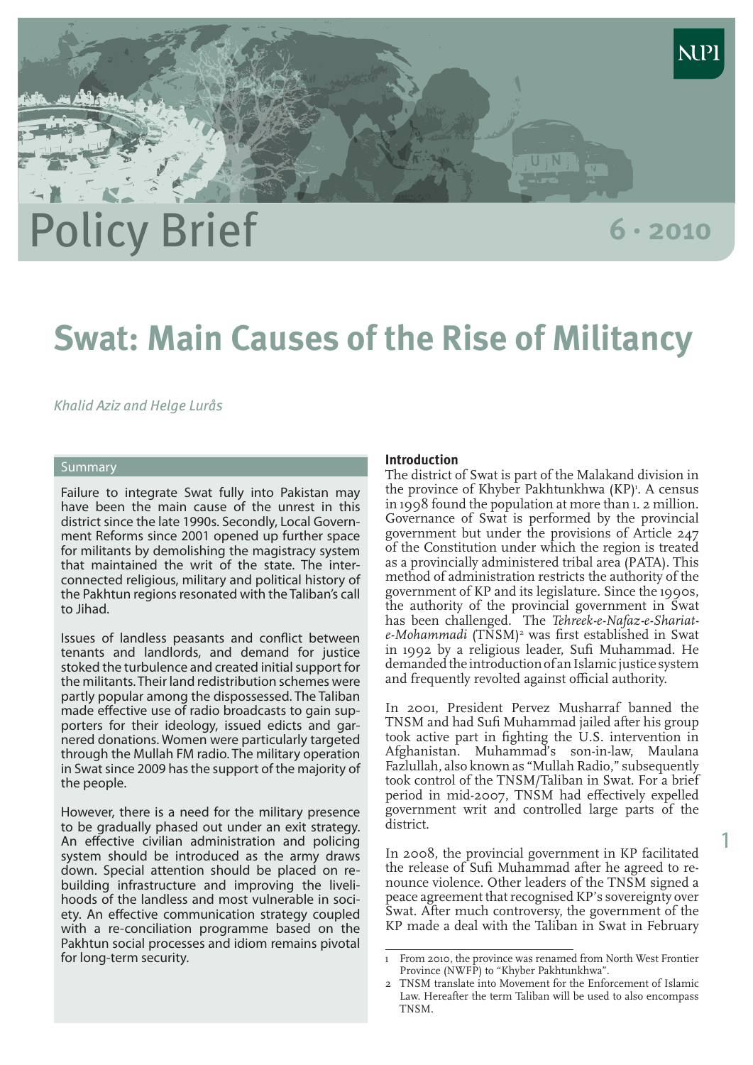Policy Brief

6 · 2010

# Swat: Main Causes of the Rise of Militancy

*Khalid Aziz and Helge Lurås*

## Summary

Failure to integrate Swat fully into Pakistan may have been the main cause of the unrest in this district since the late 1990s. Secondly, Local Government Reforms since 2001 opened up further space for militants by demolishing the magistracy system that maintained the writ of the state. The interconnected religious, military and political history of the Pakhtun regions resonated with the Taliban's call to Jihad.

Issues of landless peasants and conflict between tenants and landlords, and demand for justice stoked the turbulence and created initial support for the militants. Their land redistribution schemes were partly popular among the dispossessed. The Taliban made effective use of radio broadcasts to gain supporters for their ideology, issued edicts and garnered donations. Women were particularly targeted through the Mullah FM radio. The military operation in Swat since 2009 has the support of the majority of the people.

However, there is a need for the military presence to be gradually phased out under an exit strategy. An effective civilian administration and policing system should be introduced as the army draws down. Special attention should be placed on rebuilding infrastructure and improving the livelihoods of the landless and most vulnerable in society. An effective communication strategy coupled with a re-conciliation programme based on the Pakhtun social processes and idiom remains pivotal for long-term security.

## Introduction

The district of Swat is part of the Malakand division in the province of Khyber Pakhtunkhwa (KP)[1]. A census in 1998 found the population at more than 1. 2 million. Governance of Swat is performed by the provincial government but under the provisions of Article 247 of the Constitution under which the region is treated as a provincially administered tribal area (PATA). This method of administration restricts the authority of the government of KP and its legislature. Since the 1990s, the authority of the provincial government in Swat has been challenged. The *Tehreek-e-Nafaz-e-Shariat-e-Mohammadi* (TNSM)[2] was first established in Swat in 1992 by a religious leader, Sufi Muhammad. He demanded the introduction of an Islamic justice system and frequently revolted against official authority.

In 2001, President Pervez Musharraf banned the TNSM and had Sufi Muhammad jailed after his group took active part in fighting the U.S. intervention in Afghanistan. Muhammad's son-in-law, Maulana Fazlullah, also known as "Mullah Radio," subsequently took control of the TNSM/Taliban in Swat. For a brief period in mid-2007, TNSM had effectively expelled government writ and controlled large parts of the district.

In 2008, the provincial government in KP facilitated the release of Sufi Muhammad after he agreed to renounce violence. Other leaders of the TNSM signed a peace agreement that recognised KP's sovereignty over Swat. After much controversy, the government of the KP made a deal with the Taliban in Swat in February

---

1 From 2010, the province was renamed from North West Frontier Province (NWFP) to "Khyber Pakhtunkhwa".

2 TNSM translate into Movement for the Enforcement of Islamic Law. Hereafter the term Taliban will be used to also encompass TNSM.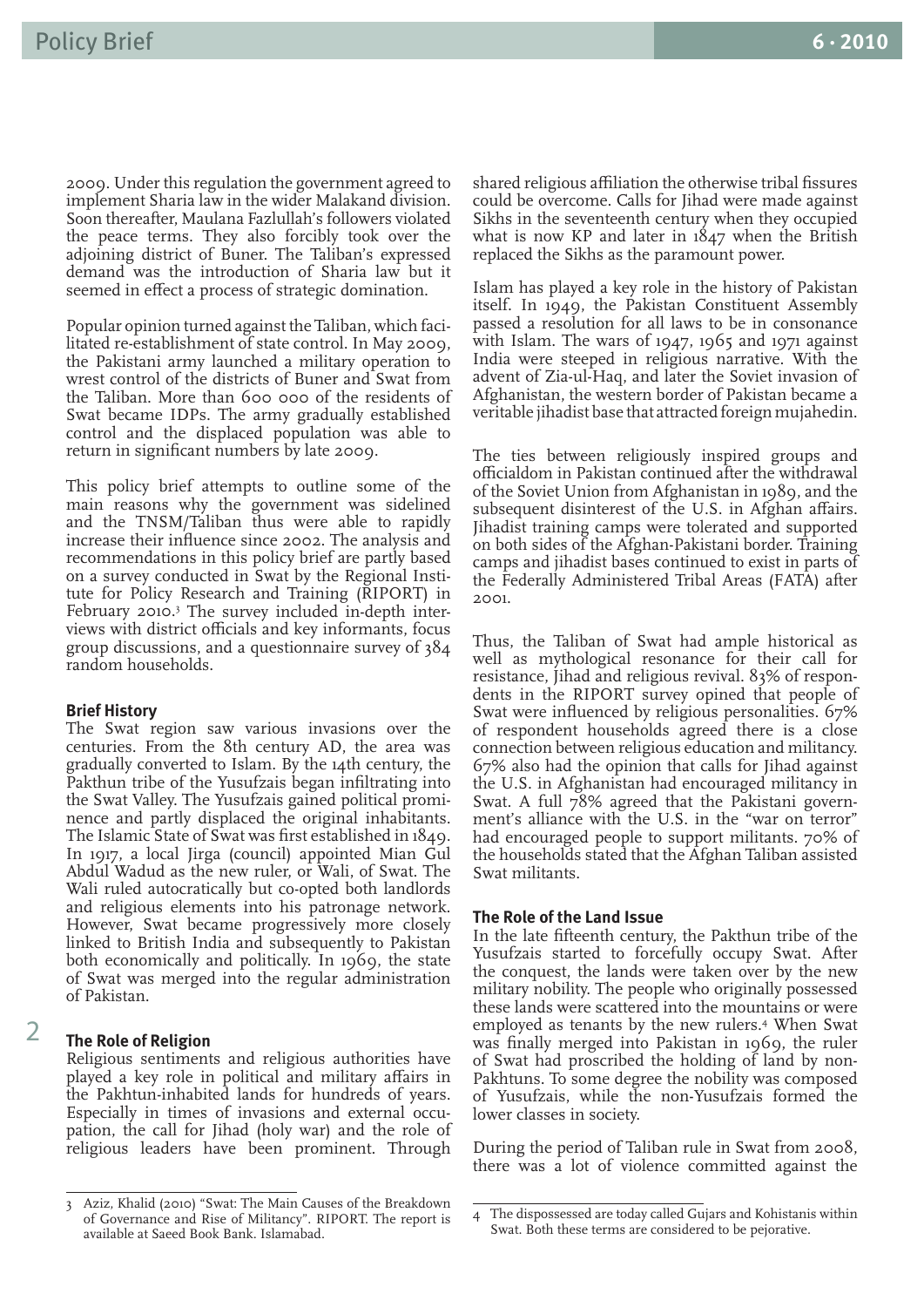2009. Under this regulation the government agreed to implement Sharia law in the wider Malakand division. Soon thereafter, Maulana Fazlullah's followers violated the peace terms. They also forcibly took over the adjoining district of Buner. The Taliban's expressed demand was the introduction of Sharia law but it seemed in effect a process of strategic domination.

Popular opinion turned against the Taliban, which facilitated re-establishment of state control. In May 2009, the Pakistani army launched a military operation to wrest control of the districts of Buner and Swat from the Taliban. More than 600 000 of the residents of Swat became IDPs. The army gradually established control and the displaced population was able to return in significant numbers by late 2009.

This policy brief attempts to outline some of the main reasons why the government was sidelined and the TNSM/Taliban thus were able to rapidly increase their influence since 2002. The analysis and recommendations in this policy brief are partly based on a survey conducted in Swat by the Regional Institute for Policy Research and Training (RIPORT) in February 2010.[3] The survey included in-depth interviews with district officials and key informants, focus group discussions, and a questionnaire survey of 384 random households.

### Brief History

The Swat region saw various invasions over the centuries. From the 8th century AD, the area was gradually converted to Islam. By the 14th century, the Pakthun tribe of the Yusufzais began infiltrating into the Swat Valley. The Yusufzais gained political prominence and partly displaced the original inhabitants. The Islamic State of Swat was first established in 1849. In 1917, a local Jirga (council) appointed Mian Gul Abdul Wadud as the new ruler, or Wali, of Swat. The Wali ruled autocratically but co-opted both landlords and religious elements into his patronage network. However, Swat became progressively more closely linked to British India and subsequently to Pakistan both economically and politically. In 1969, the state of Swat was merged into the regular administration of Pakistan.

### The Role of Religion

Religious sentiments and religious authorities have played a key role in political and military affairs in the Pakhtun-inhabited lands for hundreds of years. Especially in times of invasions and external occupation, the call for Jihad (holy war) and the role of religious leaders have been prominent. Through shared religious affiliation the otherwise tribal fissures could be overcome. Calls for Jihad were made against Sikhs in the seventeenth century when they occupied what is now KP and later in 1847 when the British replaced the Sikhs as the paramount power.

Islam has played a key role in the history of Pakistan itself. In 1949, the Pakistan Constituent Assembly passed a resolution for all laws to be in consonance with Islam. The wars of 1947, 1965 and 1971 against India were steeped in religious narrative. With the advent of Zia-ul-Haq, and later the Soviet invasion of Afghanistan, the western border of Pakistan became a veritable jihadist base that attracted foreign mujahedin.

The ties between religiously inspired groups and officialdom in Pakistan continued after the withdrawal of the Soviet Union from Afghanistan in 1989, and the subsequent disinterest of the U.S. in Afghan affairs. Jihadist training camps were tolerated and supported on both sides of the Afghan-Pakistani border. Training camps and jihadist bases continued to exist in parts of the Federally Administered Tribal Areas (FATA) after 2001.

Thus, the Taliban of Swat had ample historical as well as mythological resonance for their call for resistance, Jihad and religious revival. 83% of respondents in the RIPORT survey opined that people of Swat were influenced by religious personalities. 67% of respondent households agreed there is a close connection between religious education and militancy. 67% also had the opinion that calls for Jihad against the U.S. in Afghanistan had encouraged militancy in Swat. A full 78% agreed that the Pakistani government's alliance with the U.S. in the "war on terror" had encouraged people to support militants. 70% of the households stated that the Afghan Taliban assisted Swat militants.

### The Role of the Land Issue

In the late fifteenth century, the Pakthun tribe of the Yusufzais started to forcefully occupy Swat. After the conquest, the lands were taken over by the new military nobility. The people who originally possessed these lands were scattered into the mountains or were employed as tenants by the new rulers.[4] When Swat was finally merged into Pakistan in 1969, the ruler of Swat had proscribed the holding of land by non-Pakhtuns. To some degree the nobility was composed of Yusufzais, while the non-Yusufzais formed the lower classes in society.

During the period of Taliban rule in Swat from 2008, there was a lot of violence committed against the

---

3 Aziz, Khalid (2010) "Swat: The Main Causes of the Breakdown of Governance and Rise of Militancy". RIPORT. The report is available at Saeed Book Bank. Islamabad.

4 The dispossessed are today called Gujars and Kohistanis within Swat. Both these terms are considered to be pejorative.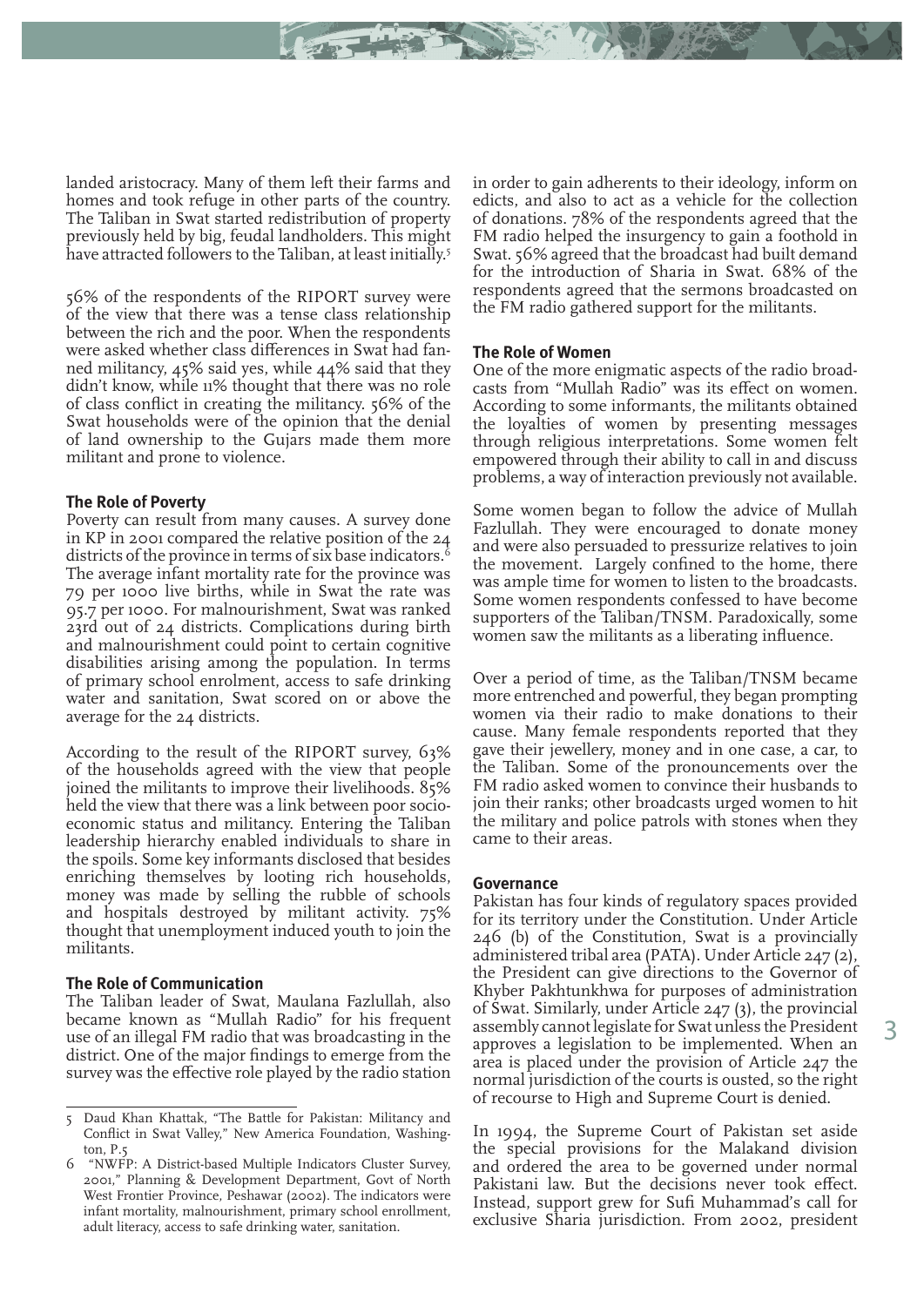landed aristocracy. Many of them left their farms and homes and took refuge in other parts of the country. The Taliban in Swat started redistribution of property previously held by big, feudal landholders. This might have attracted followers to the Taliban, at least initially.[5]

56% of the respondents of the RIPORT survey were of the view that there was a tense class relationship between the rich and the poor. When the respondents were asked whether class differences in Swat had fanned militancy, 45% said yes, while 44% said that they didn't know, while 11% thought that there was no role of class conflict in creating the militancy. 56% of the Swat households were of the opinion that the denial of land ownership to the Gujars made them more militant and prone to violence.

### The Role of Poverty

Poverty can result from many causes. A survey done in KP in 2001 compared the relative position of the 24 districts of the province in terms of six base indicators.[6] The average infant mortality rate for the province was 79 per 1000 live births, while in Swat the rate was 95.7 per 1000. For malnourishment, Swat was ranked 23rd out of 24 districts. Complications during birth and malnourishment could point to certain cognitive disabilities arising among the population. In terms of primary school enrolment, access to safe drinking water and sanitation, Swat scored on or above the average for the 24 districts.

According to the result of the RIPORT survey, 63% of the households agreed with the view that people joined the militants to improve their livelihoods. 85% held the view that there was a link between poor socio-economic status and militancy. Entering the Taliban leadership hierarchy enabled individuals to share in the spoils. Some key informants disclosed that besides enriching themselves by looting rich households, money was made by selling the rubble of schools and hospitals destroyed by militant activity. 75% thought that unemployment induced youth to join the militants.

### The Role of Communication

The Taliban leader of Swat, Maulana Fazlullah, also became known as "Mullah Radio" for his frequent use of an illegal FM radio that was broadcasting in the district. One of the major findings to emerge from the survey was the effective role played by the radio station in order to gain adherents to their ideology, inform on edicts, and also to act as a vehicle for the collection of donations. 78% of the respondents agreed that the FM radio helped the insurgency to gain a foothold in Swat. 56% agreed that the broadcast had built demand for the introduction of Sharia in Swat. 68% of the respondents agreed that the sermons broadcasted on the FM radio gathered support for the militants.

### The Role of Women

One of the more enigmatic aspects of the radio broadcasts from "Mullah Radio" was its effect on women. According to some informants, the militants obtained the loyalties of women by presenting messages through religious interpretations. Some women felt empowered through their ability to call in and discuss problems, a way of interaction previously not available.

Some women began to follow the advice of Mullah Fazlullah. They were encouraged to donate money and were also persuaded to pressurize relatives to join the movement. Largely confined to the home, there was ample time for women to listen to the broadcasts. Some women respondents confessed to have become supporters of the Taliban/TNSM. Paradoxically, some women saw the militants as a liberating influence.

Over a period of time, as the Taliban/TNSM became more entrenched and powerful, they began prompting women via their radio to make donations to their cause. Many female respondents reported that they gave their jewellery, money and in one case, a car, to the Taliban. Some of the pronouncements over the FM radio asked women to convince their husbands to join their ranks; other broadcasts urged women to hit the military and police patrols with stones when they came to their areas.

### Governance

Pakistan has four kinds of regulatory spaces provided for its territory under the Constitution. Under Article 246 (b) of the Constitution, Swat is a provincially administered tribal area (PATA). Under Article 247 (2), the President can give directions to the Governor of Khyber Pakhtunkhwa for purposes of administration of Swat. Similarly, under Article 247 (3), the provincial assembly cannot legislate for Swat unless the President approves a legislation to be implemented. When an area is placed under the provision of Article 247 the normal jurisdiction of the courts is ousted, so the right of recourse to High and Supreme Court is denied.

In 1994, the Supreme Court of Pakistan set aside the special provisions for the Malakand division and ordered the area to be governed under normal Pakistani law. But the decisions never took effect. Instead, support grew for Sufi Muhammad's call for exclusive Sharia jurisdiction. From 2002, president

---

5 Daud Khan Khattak, "The Battle for Pakistan: Militancy and Conflict in Swat Valley," New America Foundation, Washington, P.5

6 "NWFP: A District-based Multiple Indicators Cluster Survey, 2001," Planning & Development Department, Govt of North West Frontier Province, Peshawar (2002). The indicators were infant mortality, malnourishment, primary school enrollment, adult literacy, access to safe drinking water, sanitation.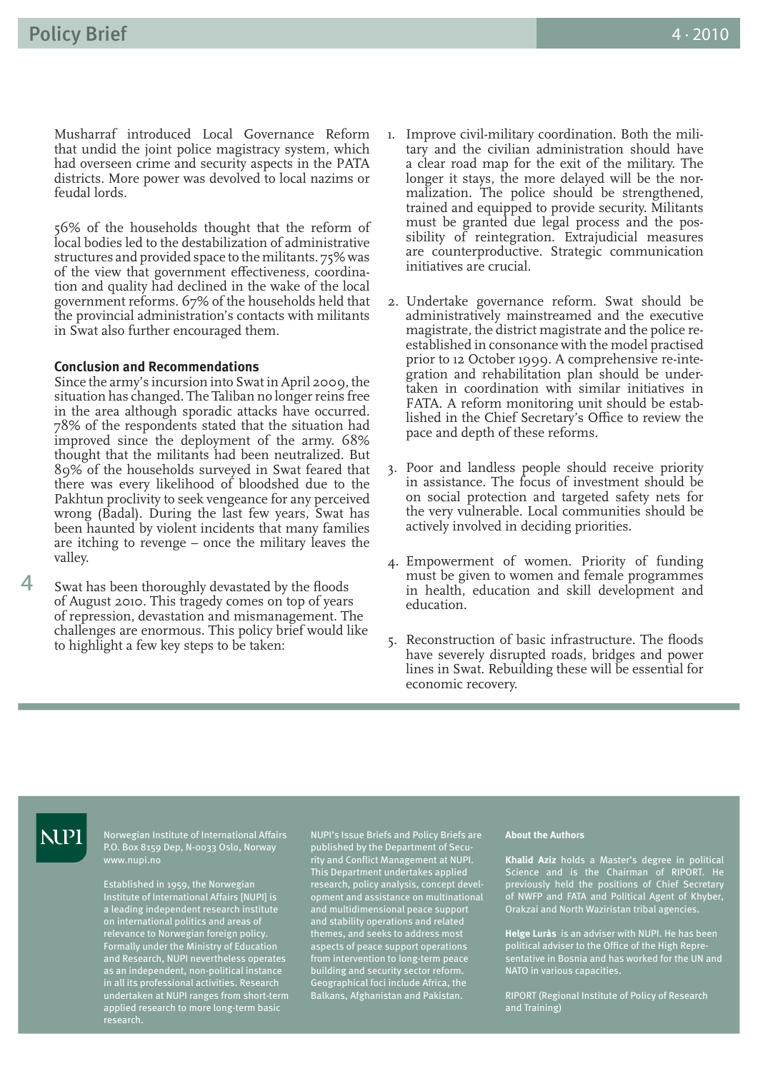Musharraf introduced Local Governance Reform that undid the joint police magistracy system, which had overseen crime and security aspects in the PATA districts. More power was devolved to local nazims or feudal lords.

56% of the households thought that the reform of local bodies led to the destabilization of administrative structures and provided space to the militants. 75% was of the view that government effectiveness, coordination and quality had declined in the wake of the local government reforms. 67% of the households held that the provincial administration's contacts with militants in Swat also further encouraged them.

### Conclusion and Recommendations

Since the army's incursion into Swat in April 2009, the situation has changed. The Taliban no longer reins free in the area although sporadic attacks have occurred. 78% of the respondents stated that the situation had improved since the deployment of the army. 68% thought that the militants had been neutralized. But 89% of the households surveyed in Swat feared that there was every likelihood of bloodshed due to the Pakhtun proclivity to seek vengeance for any perceived wrong (Badal). During the last few years, Swat has been haunted by violent incidents that many families are itching to revenge – once the military leaves the valley.

Swat has been thoroughly devastated by the floods of August 2010. This tragedy comes on top of years of repression, devastation and mismanagement. The challenges are enormous. This policy brief would like to highlight a few key steps to be taken:

1. Improve civil-military coordination. Both the military and the civilian administration should have a clear road map for the exit of the military. The longer it stays, the more delayed will be the normalization. The police should be strengthened, trained and equipped to provide security. Militants must be granted due legal process and the possibility of reintegration. Extrajudicial measures are counterproductive. Strategic communication initiatives are crucial.

2. Undertake governance reform. Swat should be administratively mainstreamed and the executive magistrate, the district magistrate and the police re-established in consonance with the model practised prior to 12 October 1999. A comprehensive re-integration and rehabilitation plan should be undertaken in coordination with similar initiatives in FATA. A reform monitoring unit should be established in the Chief Secretary's Office to review the pace and depth of these reforms.

3. Poor and landless people should receive priority in assistance. The focus of investment should be on social protection and targeted safety nets for the very vulnerable. Local communities should be actively involved in deciding priorities.

4. Empowerment of women. Priority of funding must be given to women and female programmes in health, education and skill development and education.

5. Reconstruction of basic infrastructure. The floods have severely disrupted roads, bridges and power lines in Swat. Rebuilding these will be essential for economic recovery.

---

NUPI

Norwegian Institute of International Affairs
P.O. Box 8159 Dep, N-0033 Oslo, Norway
www.nupi.no

Established in 1959, the Norwegian Institute of International Affairs [NUPI] is a leading independent research institute on international politics and areas of relevance to Norwegian foreign policy. Formally under the Ministry of Education and Research, NUPI nevertheless operates as an independent, non-political instance in all its professional activities. Research undertaken at NUPI ranges from short-term applied research to more long-term basic research.

NUPI's Issue Briefs and Policy Briefs are published by the Department of Security and Conflict Management at NUPI. This Department undertakes applied research, policy analysis, concept development and assistance on multinational and multidimensional peace support and stability operations and related themes, and seeks to address most aspects of peace support operations from intervention to long-term peace building and security sector reform. Geographical foci include Africa, the Balkans, Afghanistan and Pakistan.

**About the Authors**

**Khalid Aziz** holds a Master's degree in political Science and is the Chairman of RIPORT. He previously held the positions of Chief Secretary of NWFP and FATA and Political Agent of Khyber, Orakzai and North Waziristan tribal agencies.

**Helge Lurås** is an adviser with NUPI. He has been political adviser to the Office of the High Representative in Bosnia and has worked for the UN and NATO in various capacities.

RIPORT (Regional Institute of Policy of Research and Training)